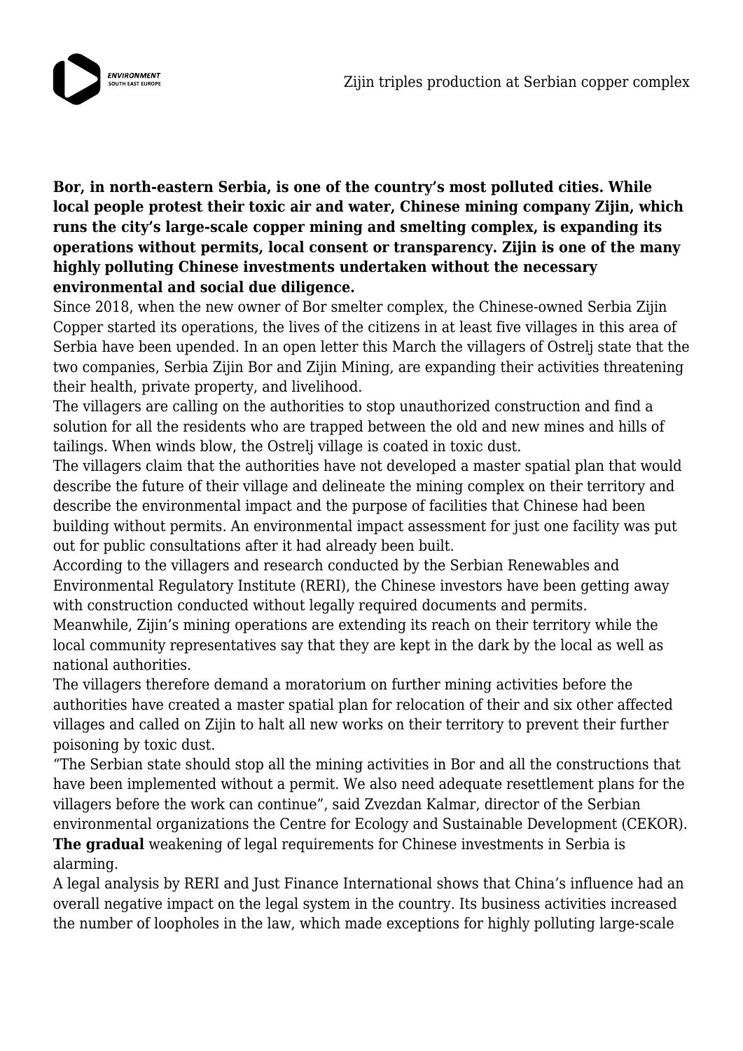**Bor, in north-eastern Serbia, is one of the country's most polluted cities. While local people protest their toxic air and water, Chinese mining company Zijin, which runs the city's large-scale copper mining and smelting complex, is expanding its operations without permits, local consent or transparency. Zijin is one of the many highly polluting Chinese investments undertaken without the necessary environmental and social due diligence.**

Since 2018, when the new owner of Bor smelter complex, the Chinese-owned Serbia Zijin Copper started its operations, the lives of the citizens in at least five villages in this area of Serbia have been upended. In an open letter this March the villagers of Ostrelj state that the two companies, Serbia Zijin Bor and Zijin Mining, are expanding their activities threatening their health, private property, and livelihood.

The villagers are calling on the authorities to stop unauthorized construction and find a solution for all the residents who are trapped between the old and new mines and hills of tailings. When winds blow, the Ostrelj village is coated in toxic dust.

The villagers claim that the authorities have not developed a master spatial plan that would describe the future of their village and delineate the mining complex on their territory and describe the environmental impact and the purpose of facilities that Chinese had been building without permits. An environmental impact assessment for just one facility was put out for public consultations after it had already been built.

According to the villagers and research conducted by the Serbian Renewables and Environmental Regulatory Institute (RERI), the Chinese investors have been getting away with construction conducted without legally required documents and permits.

Meanwhile, Zijin's mining operations are extending its reach on their territory while the local community representatives say that they are kept in the dark by the local as well as national authorities.

The villagers therefore demand a moratorium on further mining activities before the authorities have created a master spatial plan for relocation of their and six other affected villages and called on Zijin to halt all new works on their territory to prevent their further poisoning by toxic dust.

"The Serbian state should stop all the mining activities in Bor and all the constructions that have been implemented without a permit. We also need adequate resettlement plans for the villagers before the work can continue", said Zvezdan Kalmar, director of the Serbian environmental organizations the Centre for Ecology and Sustainable Development (CEKOR).

**The gradual** weakening of legal requirements for Chinese investments in Serbia is alarming.

A legal analysis by RERI and Just Finance International shows that China's influence had an overall negative impact on the legal system in the country. Its business activities increased the number of loopholes in the law, which made exceptions for highly polluting large-scale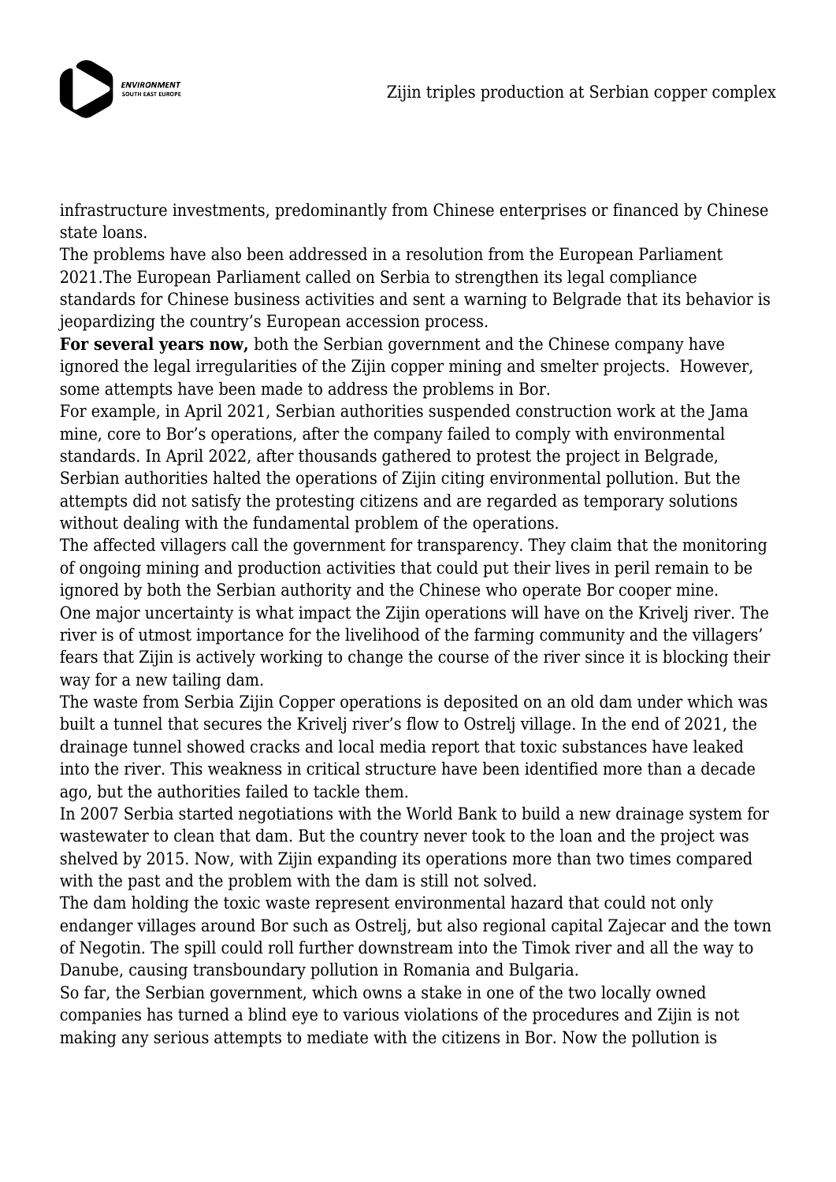infrastructure investments, predominantly from Chinese enterprises or financed by Chinese state loans.

The problems have also been addressed in a resolution from the European Parliament 2021.The European Parliament called on Serbia to strengthen its legal compliance standards for Chinese business activities and sent a warning to Belgrade that its behavior is jeopardizing the country's European accession process.

**For several years now,** both the Serbian government and the Chinese company have ignored the legal irregularities of the Zijin copper mining and smelter projects. However, some attempts have been made to address the problems in Bor.

For example, in April 2021, Serbian authorities suspended construction work at the Jama mine, core to Bor's operations, after the company failed to comply with environmental standards. In April 2022, after thousands gathered to protest the project in Belgrade, Serbian authorities halted the operations of Zijin citing environmental pollution. But the attempts did not satisfy the protesting citizens and are regarded as temporary solutions without dealing with the fundamental problem of the operations.

The affected villagers call the government for transparency. They claim that the monitoring of ongoing mining and production activities that could put their lives in peril remain to be ignored by both the Serbian authority and the Chinese who operate Bor cooper mine.

One major uncertainty is what impact the Zijin operations will have on the Krivelj river. The river is of utmost importance for the livelihood of the farming community and the villagers' fears that Zijin is actively working to change the course of the river since it is blocking their way for a new tailing dam.

The waste from Serbia Zijin Copper operations is deposited on an old dam under which was built a tunnel that secures the Krivelj river's flow to Ostrelj village. In the end of 2021, the drainage tunnel showed cracks and local media report that toxic substances have leaked into the river. This weakness in critical structure have been identified more than a decade ago, but the authorities failed to tackle them.

In 2007 Serbia started negotiations with the World Bank to build a new drainage system for wastewater to clean that dam. But the country never took to the loan and the project was shelved by 2015. Now, with Zijin expanding its operations more than two times compared with the past and the problem with the dam is still not solved.

The dam holding the toxic waste represent environmental hazard that could not only endanger villages around Bor such as Ostrelj, but also regional capital Zajecar and the town of Negotin. The spill could roll further downstream into the Timok river and all the way to Danube, causing transboundary pollution in Romania and Bulgaria.

So far, the Serbian government, which owns a stake in one of the two locally owned companies has turned a blind eye to various violations of the procedures and Zijin is not making any serious attempts to mediate with the citizens in Bor. Now the pollution is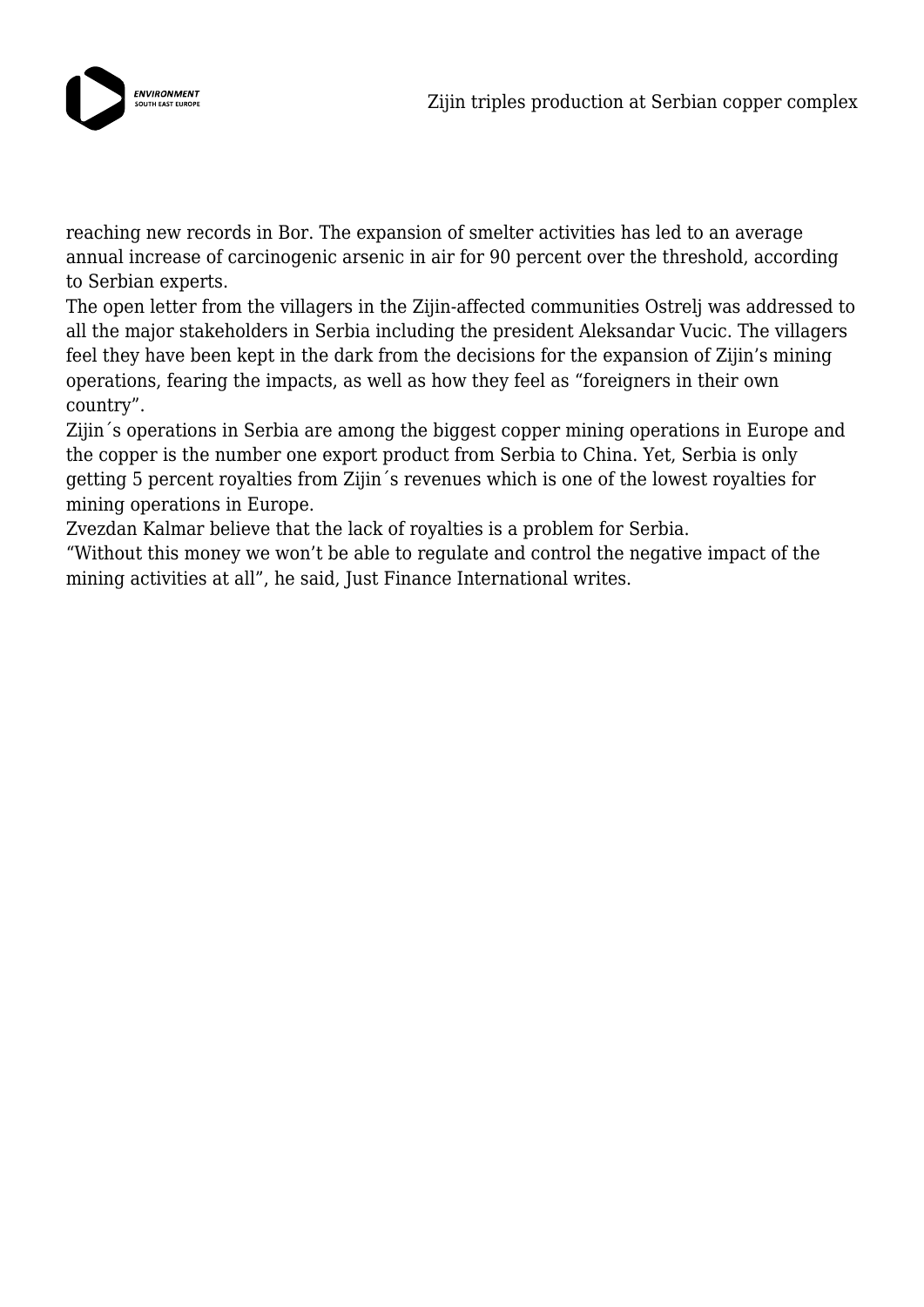reaching new records in Bor. The expansion of smelter activities has led to an average annual increase of carcinogenic arsenic in air for 90 percent over the threshold, according to Serbian experts.

The open letter from the villagers in the Zijin-affected communities Ostrelj was addressed to all the major stakeholders in Serbia including the president Aleksandar Vucic. The villagers feel they have been kept in the dark from the decisions for the expansion of Zijin's mining operations, fearing the impacts, as well as how they feel as "foreigners in their own country".

Zijin´s operations in Serbia are among the biggest copper mining operations in Europe and the copper is the number one export product from Serbia to China. Yet, Serbia is only getting 5 percent royalties from Zijin´s revenues which is one of the lowest royalties for mining operations in Europe.

Zvezdan Kalmar believe that the lack of royalties is a problem for Serbia.

"Without this money we won't be able to regulate and control the negative impact of the mining activities at all", he said, Just Finance International writes.